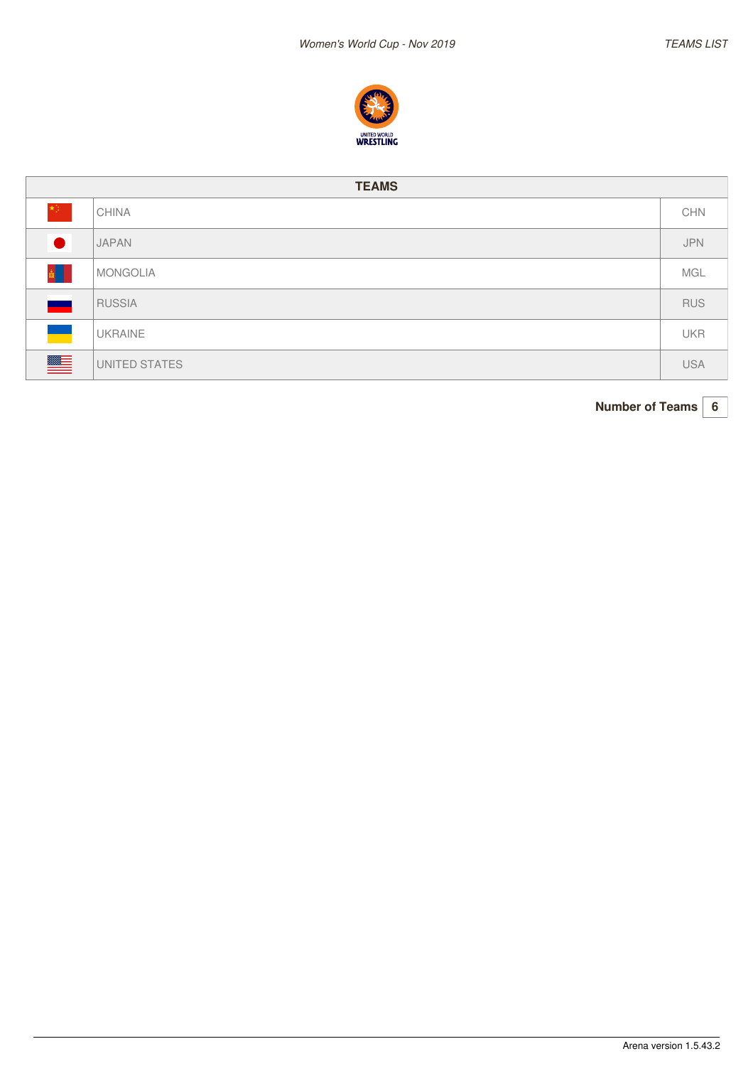*Women's World Cup - Nov 2019*

*TEAMS LIST*

UNITED WORLD WRESTLING

| TEAMS | | |
|---|---|---|
| | CHINA | CHN |
| | JAPAN | JPN |
| | MONGOLIA | MGL |
| | RUSSIA | RUS |
| | UKRAINE | UKR |
| | UNITED STATES | USA |

**Number of Teams** 6

Arena version 1.5.43.2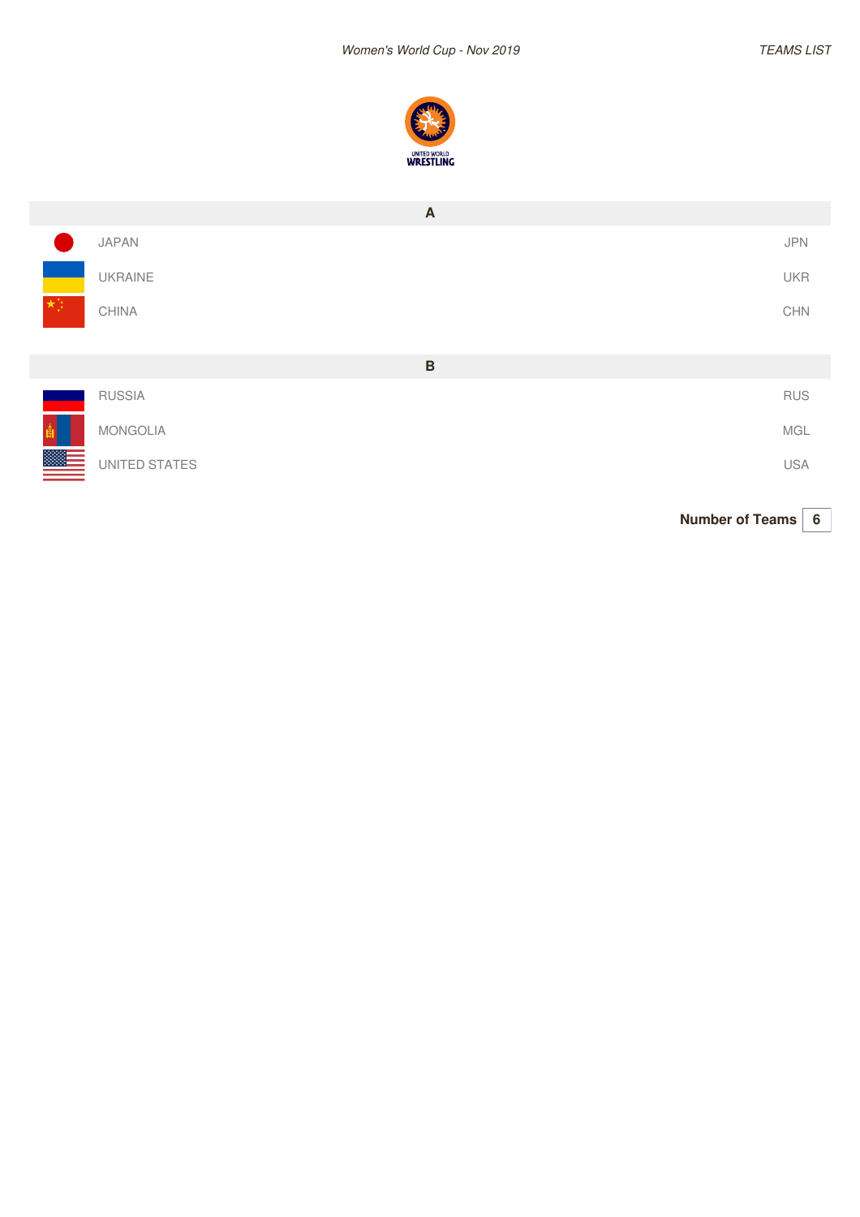*Women's World Cup - Nov 2019*

*TEAMS LIST*

UNITED WORLD WRESTLING

| A | |
|---|---|
| JAPAN | JPN |
| UKRAINE | UKR |
| CHINA | CHN |

| B | |
|---|---|
| RUSSIA | RUS |
| MONGOLIA | MGL |
| UNITED STATES | USA |

**Number of Teams** | **6**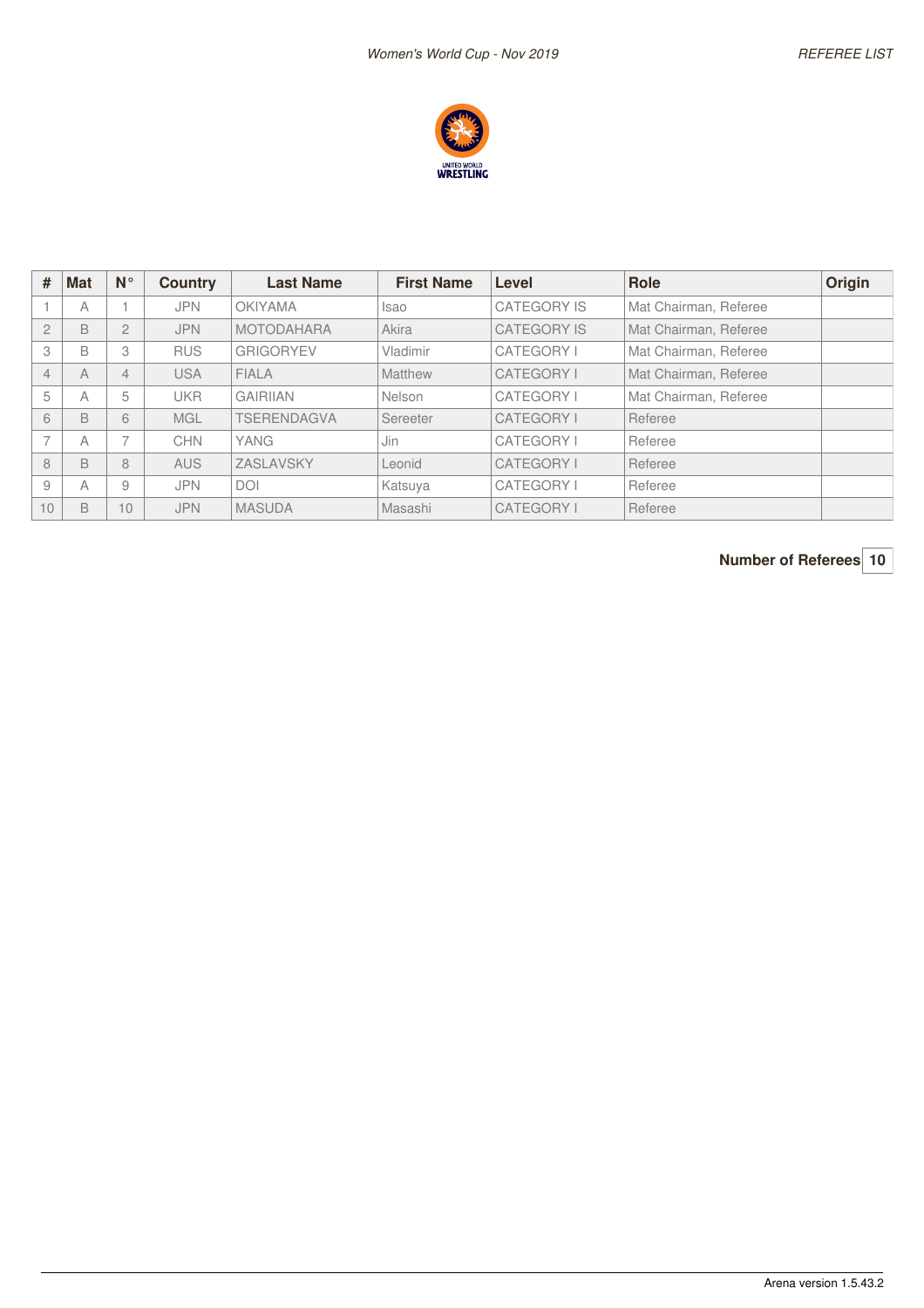| # | Mat | N° | Country | Last Name | First Name | Level | Role | Origin |
|---|---|---|---|---|---|---|---|---|
| 1 | A | 1 | JPN | OKIYAMA | Isao | CATEGORY IS | Mat Chairman, Referee | |
| 2 | B | 2 | JPN | MOTODAHARA | Akira | CATEGORY IS | Mat Chairman, Referee | |
| 3 | B | 3 | RUS | GRIGORYEV | Vladimir | CATEGORY I | Mat Chairman, Referee | |
| 4 | A | 4 | USA | FIALA | Matthew | CATEGORY I | Mat Chairman, Referee | |
| 5 | A | 5 | UKR | GAIRIIAN | Nelson | CATEGORY I | Mat Chairman, Referee | |
| 6 | B | 6 | MGL | TSERENDAGVA | Sereeter | CATEGORY I | Referee | |
| 7 | A | 7 | CHN | YANG | Jin | CATEGORY I | Referee | |
| 8 | B | 8 | AUS | ZASLAVSKY | Leonid | CATEGORY I | Referee | |
| 9 | A | 9 | JPN | DOI | Katsuya | CATEGORY I | Referee | |
| 10 | B | 10 | JPN | MASUDA | Masashi | CATEGORY I | Referee | |

**Number of Referees** 10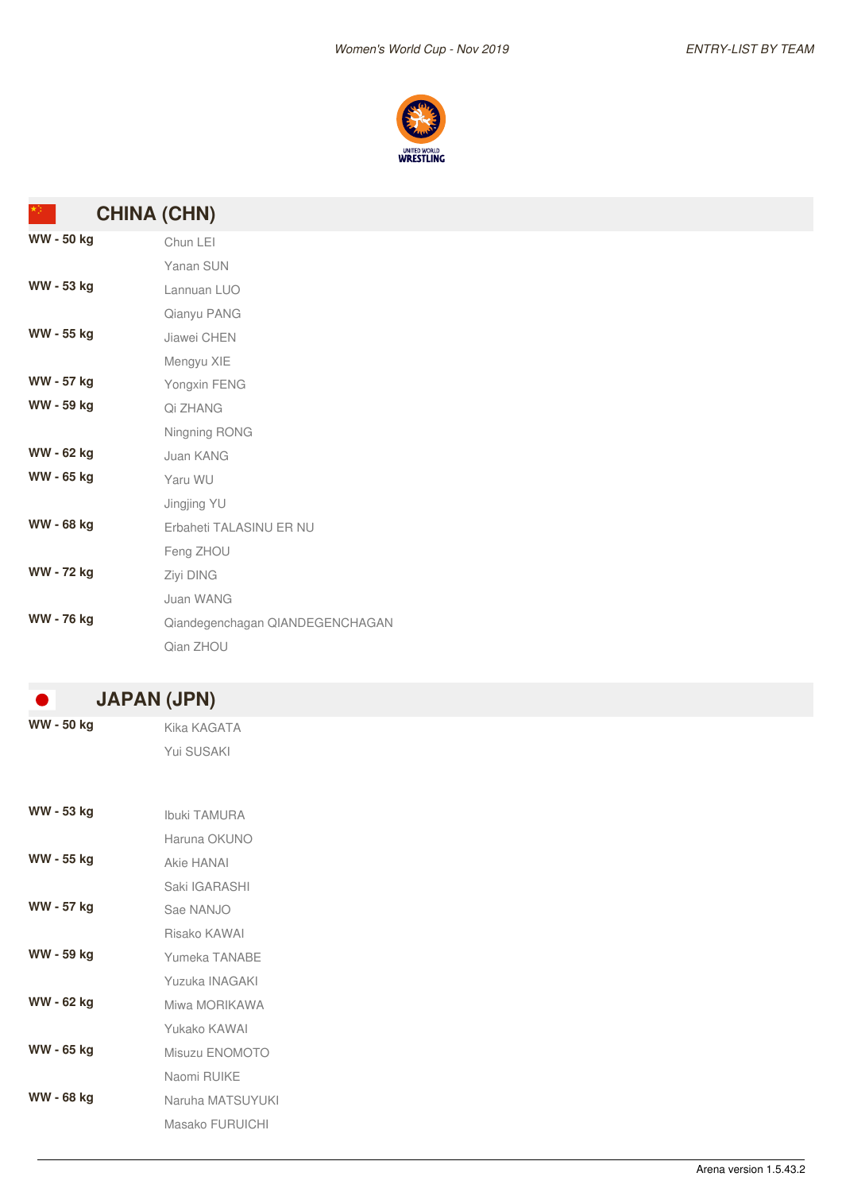## CHINA (CHN)

| Weight | Name |
|---|---|
| WW - 50 kg | Chun LEI |
| | Yanan SUN |
| WW - 53 kg | Lannuan LUO |
| | Qianyu PANG |
| WW - 55 kg | Jiawei CHEN |
| | Mengyu XIE |
| WW - 57 kg | Yongxin FENG |
| WW - 59 kg | Qi ZHANG |
| | Ningning RONG |
| WW - 62 kg | Juan KANG |
| WW - 65 kg | Yaru WU |
| | Jingjing YU |
| WW - 68 kg | Erbaheti TALASINU ER NU |
| | Feng ZHOU |
| WW - 72 kg | Ziyi DING |
| | Juan WANG |
| WW - 76 kg | Qiandegenchagan QIANDEGENCHAGAN |
| | Qian ZHOU |

## JAPAN (JPN)

| Weight | Name |
|---|---|
| WW - 50 kg | Kika KAGATA |
| | Yui SUSAKI |
| WW - 53 kg | Ibuki TAMURA |
| | Haruna OKUNO |
| WW - 55 kg | Akie HANAI |
| | Saki IGARASHI |
| WW - 57 kg | Sae NANJO |
| | Risako KAWAI |
| WW - 59 kg | Yumeka TANABE |
| | Yuzuka INAGAKI |
| WW - 62 kg | Miwa MORIKAWA |
| | Yukako KAWAI |
| WW - 65 kg | Misuzu ENOMOTO |
| | Naomi RUIKE |
| WW - 68 kg | Naruha MATSUYUKI |
| | Masako FURUICHI |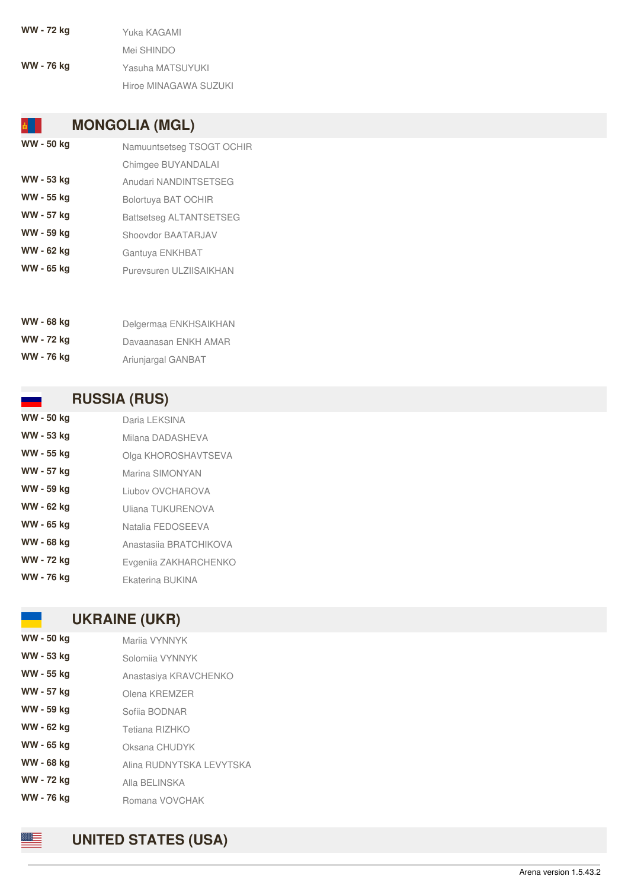| | |
|---|---|
| **WW - 72 kg** | Yuka KAGAMI |
| | Mei SHINDO |
| **WW - 76 kg** | Yasuha MATSUYUKI |
| | Hiroe MINAGAWA SUZUKI |

## MONGOLIA (MGL)

| | |
|---|---|
| **WW - 50 kg** | Namuuntsetseg TSOGT OCHIR |
| | Chimgee BUYANDALAI |
| **WW - 53 kg** | Anudari NANDINTSETSEG |
| **WW - 55 kg** | Bolortuya BAT OCHIR |
| **WW - 57 kg** | Battsetseg ALTANTSETSEG |
| **WW - 59 kg** | Shoovdor BAATARJAV |
| **WW - 62 kg** | Gantuya ENKHBAT |
| **WW - 65 kg** | Purevsuren ULZIISAIKHAN |
| **WW - 68 kg** | Delgermaa ENKHSAIKHAN |
| **WW - 72 kg** | Davaanasan ENKH AMAR |
| **WW - 76 kg** | Ariunjargal GANBAT |

## RUSSIA (RUS)

| | |
|---|---|
| **WW - 50 kg** | Daria LEKSINA |
| **WW - 53 kg** | Milana DADASHEVA |
| **WW - 55 kg** | Olga KHOROSHAVTSEVA |
| **WW - 57 kg** | Marina SIMONYAN |
| **WW - 59 kg** | Liubov OVCHAROVA |
| **WW - 62 kg** | Uliana TUKURENOVA |
| **WW - 65 kg** | Natalia FEDOSEEVA |
| **WW - 68 kg** | Anastasiia BRATCHIKOVA |
| **WW - 72 kg** | Evgeniia ZAKHARCHENKO |
| **WW - 76 kg** | Ekaterina BUKINA |

## UKRAINE (UKR)

| | |
|---|---|
| **WW - 50 kg** | Mariia VYNNYK |
| **WW - 53 kg** | Solomiia VYNNYK |
| **WW - 55 kg** | Anastasiya KRAVCHENKO |
| **WW - 57 kg** | Olena KREMZER |
| **WW - 59 kg** | Sofiia BODNAR |
| **WW - 62 kg** | Tetiana RIZHKO |
| **WW - 65 kg** | Oksana CHUDYK |
| **WW - 68 kg** | Alina RUDNYTSKA LEVYTSKA |
| **WW - 72 kg** | Alla BELINSKA |
| **WW - 76 kg** | Romana VOVCHAK |

## UNITED STATES (USA)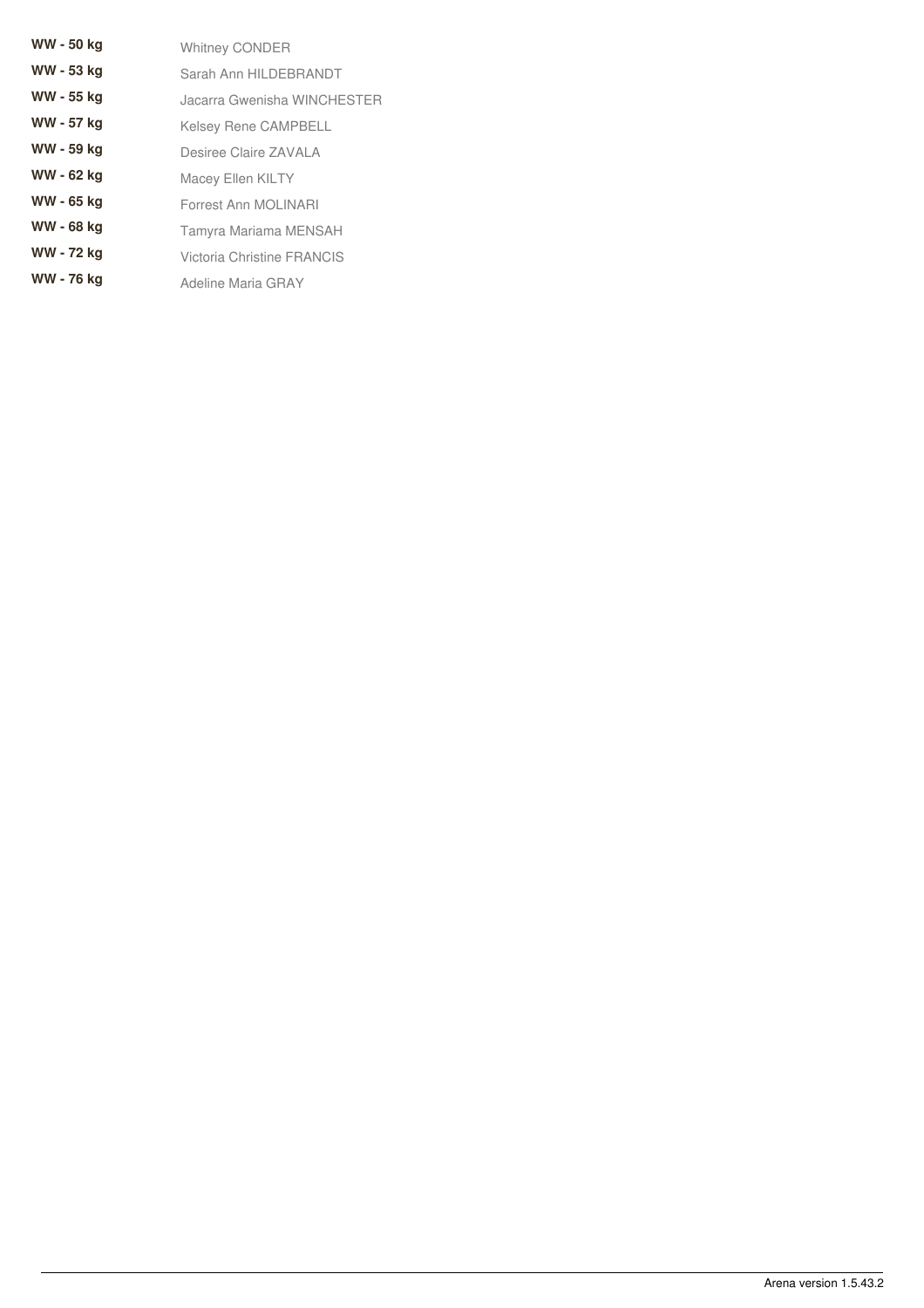| | |
|---|---|
| **WW - 50 kg** | Whitney CONDER |
| **WW - 53 kg** | Sarah Ann HILDEBRANDT |
| **WW - 55 kg** | Jacarra Gwenisha WINCHESTER |
| **WW - 57 kg** | Kelsey Rene CAMPBELL |
| **WW - 59 kg** | Desiree Claire ZAVALA |
| **WW - 62 kg** | Macey Ellen KILTY |
| **WW - 65 kg** | Forrest Ann MOLINARI |
| **WW - 68 kg** | Tamyra Mariama MENSAH |
| **WW - 72 kg** | Victoria Christine FRANCIS |
| **WW - 76 kg** | Adeline Maria GRAY |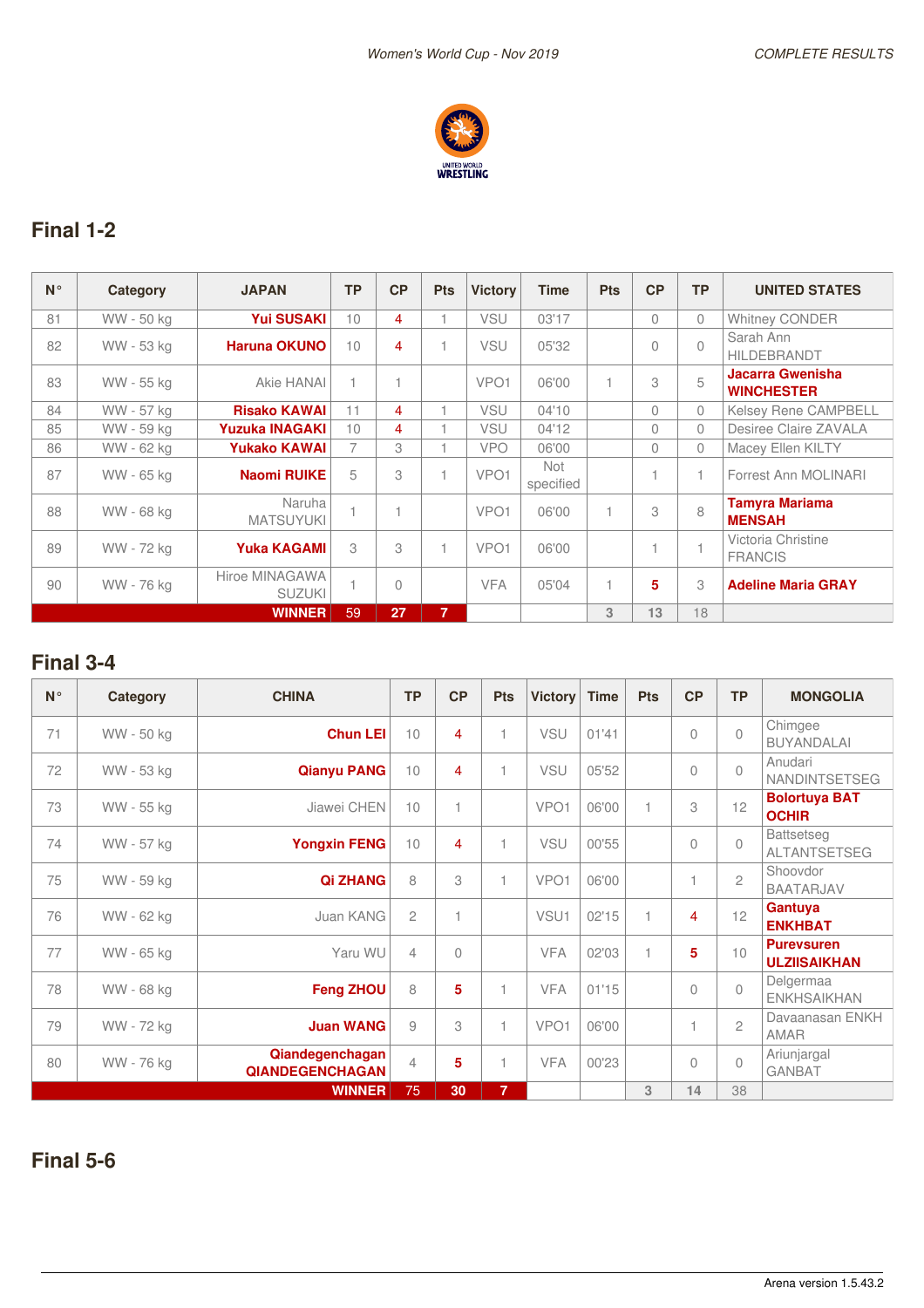## Final 1-2

| N° | Category | JAPAN | TP | CP | Pts | Victory | Time | Pts | CP | TP | UNITED STATES |
|---|---|---|---|---|---|---|---|---|---|---|---|
| 81 | WW - 50 kg | **Yui SUSAKI** | 10 | 4 | 1 | VSU | 03'17 | | 0 | 0 | Whitney CONDER |
| 82 | WW - 53 kg | **Haruna OKUNO** | 10 | 4 | 1 | VSU | 05'32 | | 0 | 0 | Sarah Ann HILDEBRANDT |
| 83 | WW - 55 kg | Akie HANAI | 1 | 1 | | VPO1 | 06'00 | 1 | 3 | 5 | **Jacarra Gwenisha WINCHESTER** |
| 84 | WW - 57 kg | **Risako KAWAI** | 11 | 4 | 1 | VSU | 04'10 | | 0 | 0 | Kelsey Rene CAMPBELL |
| 85 | WW - 59 kg | **Yuzuka INAGAKI** | 10 | 4 | 1 | VSU | 04'12 | | 0 | 0 | Desiree Claire ZAVALA |
| 86 | WW - 62 kg | **Yukako KAWAI** | 7 | 3 | 1 | VPO | 06'00 | | 0 | 0 | Macey Ellen KILTY |
| 87 | WW - 65 kg | **Naomi RUIKE** | 5 | 3 | 1 | VPO1 | Not specified | | 1 | 1 | Forrest Ann MOLINARI |
| 88 | WW - 68 kg | Naruha MATSUYUKI | 1 | 1 | | VPO1 | 06'00 | 1 | 3 | 8 | **Tamyra Mariama MENSAH** |
| 89 | WW - 72 kg | **Yuka KAGAMI** | 3 | 3 | 1 | VPO1 | 06'00 | | 1 | 1 | Victoria Christine FRANCIS |
| 90 | WW - 76 kg | Hiroe MINAGAWA SUZUKI | 1 | 0 | | VFA | 05'04 | 1 | 5 | 3 | **Adeline Maria GRAY** |
| | | **WINNER** | 59 | 27 | 7 | | | 3 | 13 | 18 | |

## Final 3-4

| N° | Category | CHINA | TP | CP | Pts | Victory | Time | Pts | CP | TP | MONGOLIA |
|---|---|---|---|---|---|---|---|---|---|---|---|
| 71 | WW - 50 kg | **Chun LEI** | 10 | 4 | 1 | VSU | 01'41 | | 0 | 0 | Chimgee BUYANDALAI |
| 72 | WW - 53 kg | **Qianyu PANG** | 10 | 4 | 1 | VSU | 05'52 | | 0 | 0 | Anudari NANDINTSETSEG |
| 73 | WW - 55 kg | Jiawei CHEN | 10 | 1 | | VPO1 | 06'00 | 1 | 3 | 12 | **Bolortuya BAT OCHIR** |
| 74 | WW - 57 kg | **Yongxin FENG** | 10 | 4 | 1 | VSU | 00'55 | | 0 | 0 | Battsetseg ALTANTSETSEG |
| 75 | WW - 59 kg | **Qi ZHANG** | 8 | 3 | 1 | VPO1 | 06'00 | | 1 | 2 | Shoovdor BAATARJAV |
| 76 | WW - 62 kg | Juan KANG | 2 | 1 | | VSU1 | 02'15 | 1 | 4 | 12 | **Gantuya ENKHBAT** |
| 77 | WW - 65 kg | Yaru WU | 4 | 0 | | VFA | 02'03 | 1 | 5 | 10 | **Purevsuren ULZIISAIKHAN** |
| 78 | WW - 68 kg | **Feng ZHOU** | 8 | 5 | 1 | VFA | 01'15 | | 0 | 0 | Delgermaa ENKHSAIKHAN |
| 79 | WW - 72 kg | **Juan WANG** | 9 | 3 | 1 | VPO1 | 06'00 | | 1 | 2 | Davaanasan ENKH AMAR |
| 80 | WW - 76 kg | **Qiandegenchagan QIANDEGENCHAGAN** | 4 | 5 | 1 | VFA | 00'23 | | 0 | 0 | Ariunjargal GANBAT |
| | | **WINNER** | 75 | 30 | 7 | | | 3 | 14 | 38 | |

## Final 5-6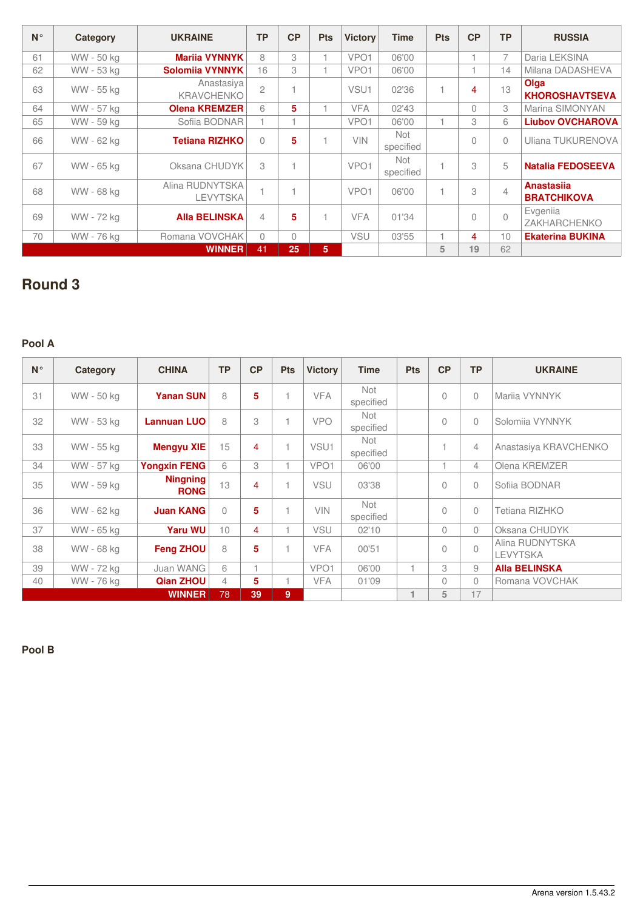| N° | Category | UKRAINE | TP | CP | Pts | Victory | Time | Pts | CP | TP | RUSSIA |
|---|---|---|---|---|---|---|---|---|---|---|---|
| 61 | WW - 50 kg | **Mariia VYNNYK** | 8 | 3 | 1 | VPO1 | 06'00 | | 1 | 7 | Daria LEKSINA |
| 62 | WW - 53 kg | **Solomiia VYNNYK** | 16 | 3 | 1 | VPO1 | 06'00 | | 1 | 14 | Milana DADASHEVA |
| 63 | WW - 55 kg | Anastasiya KRAVCHENKO | 2 | 1 | | VSU1 | 02'36 | 1 | 4 | 13 | **Olga KHOROSHAVTSEVA** |
| 64 | WW - 57 kg | **Olena KREMZER** | 6 | 5 | 1 | VFA | 02'43 | | 0 | 3 | Marina SIMONYAN |
| 65 | WW - 59 kg | Sofiia BODNAR | 1 | 1 | | VPO1 | 06'00 | 1 | 3 | 6 | **Liubov OVCHAROVA** |
| 66 | WW - 62 kg | **Tetiana RIZHKO** | 0 | 5 | 1 | VIN | Not specified | | 0 | 0 | Uliana TUKURENOVA |
| 67 | WW - 65 kg | Oksana CHUDYK | 3 | 1 | | VPO1 | Not specified | 1 | 3 | 5 | **Natalia FEDOSEEVA** |
| 68 | WW - 68 kg | Alina RUDNYTSKA LEVYTSKA | 1 | 1 | | VPO1 | 06'00 | 1 | 3 | 4 | **Anastasiia BRATCHIKOVA** |
| 69 | WW - 72 kg | **Alla BELINSKA** | 4 | 5 | 1 | VFA | 01'34 | | 0 | 0 | Evgeniia ZAKHARCHENKO |
| 70 | WW - 76 kg | Romana VOVCHAK | 0 | 0 | | VSU | 03'55 | 1 | 4 | 10 | **Ekaterina BUKINA** |
| | | **WINNER** | 41 | 25 | 5 | | | 5 | 19 | 62 | |

## Round 3

### Pool A

| N° | Category | CHINA | TP | CP | Pts | Victory | Time | Pts | CP | TP | UKRAINE |
|---|---|---|---|---|---|---|---|---|---|---|---|
| 31 | WW - 50 kg | **Yanan SUN** | 8 | 5 | 1 | VFA | Not specified | | 0 | 0 | Mariia VYNNYK |
| 32 | WW - 53 kg | **Lannuan LUO** | 8 | 3 | 1 | VPO | Not specified | | 0 | 0 | Solomiia VYNNYK |
| 33 | WW - 55 kg | **Mengyu XIE** | 15 | 4 | 1 | VSU1 | Not specified | | 1 | 4 | Anastasiya KRAVCHENKO |
| 34 | WW - 57 kg | **Yongxin FENG** | 6 | 3 | 1 | VPO1 | 06'00 | | 1 | 4 | Olena KREMZER |
| 35 | WW - 59 kg | **Ningning RONG** | 13 | 4 | 1 | VSU | 03'38 | | 0 | 0 | Sofiia BODNAR |
| 36 | WW - 62 kg | **Juan KANG** | 0 | 5 | 1 | VIN | Not specified | | 0 | 0 | Tetiana RIZHKO |
| 37 | WW - 65 kg | **Yaru WU** | 10 | 4 | 1 | VSU | 02'10 | | 0 | 0 | Oksana CHUDYK |
| 38 | WW - 68 kg | **Feng ZHOU** | 8 | 5 | 1 | VFA | 00'51 | | 0 | 0 | Alina RUDNYTSKA LEVYTSKA |
| 39 | WW - 72 kg | Juan WANG | 6 | 1 | | VPO1 | 06'00 | 1 | 3 | 9 | **Alla BELINSKA** |
| 40 | WW - 76 kg | **Qian ZHOU** | 4 | 5 | 1 | VFA | 01'09 | | 0 | 0 | Romana VOVCHAK |
| | | **WINNER** | 78 | 39 | 9 | | | 1 | 5 | 17 | |

### Pool B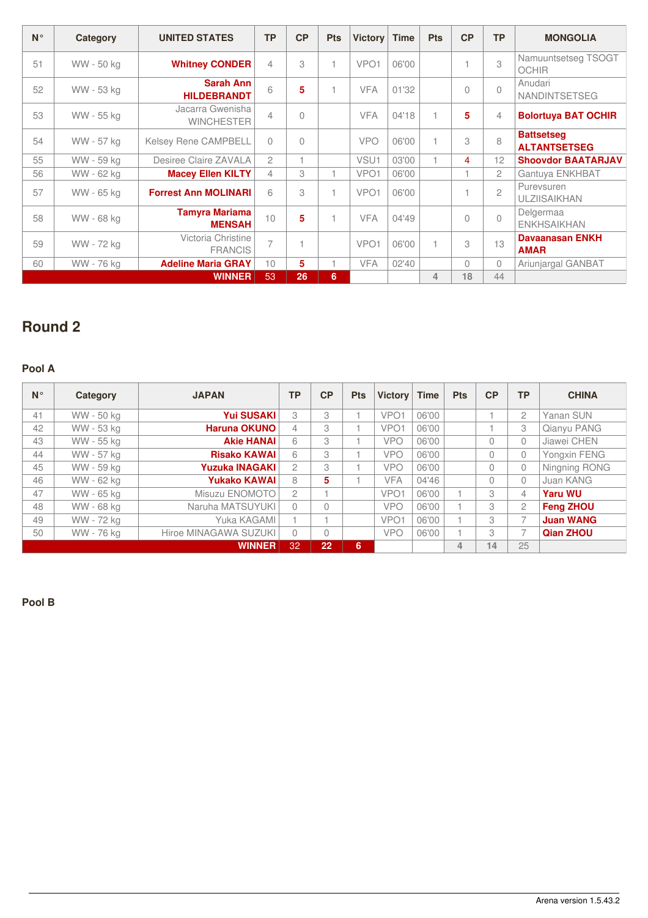| N° | Category | UNITED STATES | TP | CP | Pts | Victory | Time | Pts | CP | TP | MONGOLIA |
|---|---|---|---|---|---|---|---|---|---|---|---|
| 51 | WW - 50 kg | **Whitney CONDER** | 4 | 3 | 1 | VPO1 | 06'00 | | 1 | 3 | Namuuntsetseg TSOGT OCHIR |
| 52 | WW - 53 kg | **Sarah Ann HILDEBRANDT** | 6 | **5** | 1 | VFA | 01'32 | | 0 | 0 | Anudari NANDINTSETSEG |
| 53 | WW - 55 kg | Jacarra Gwenisha WINCHESTER | 4 | 0 | | VFA | 04'18 | 1 | **5** | 4 | **Bolortuya BAT OCHIR** |
| 54 | WW - 57 kg | Kelsey Rene CAMPBELL | 0 | 0 | | VPO | 06'00 | 1 | 3 | 8 | **Battsetseg ALTANTSETSEG** |
| 55 | WW - 59 kg | Desiree Claire ZAVALA | 2 | 1 | | VSU1 | 03'00 | 1 | 4 | 12 | **Shoovdor BAATARJAV** |
| 56 | WW - 62 kg | **Macey Ellen KILTY** | 4 | 3 | 1 | VPO1 | 06'00 | | 1 | 2 | Gantuya ENKHBAT |
| 57 | WW - 65 kg | **Forrest Ann MOLINARI** | 6 | 3 | 1 | VPO1 | 06'00 | | 1 | 2 | Purevsuren ULZIISAIKHAN |
| 58 | WW - 68 kg | **Tamyra Mariama MENSAH** | 10 | **5** | 1 | VFA | 04'49 | | 0 | 0 | Delgermaa ENKHSAIKHAN |
| 59 | WW - 72 kg | Victoria Christine FRANCIS | 7 | 1 | | VPO1 | 06'00 | 1 | 3 | 13 | **Davaanasan ENKH AMAR** |
| 60 | WW - 76 kg | **Adeline Maria GRAY** | 10 | **5** | 1 | VFA | 02'40 | | 0 | 0 | Ariunjargal GANBAT |
| | | **WINNER** | 53 | 26 | 6 | | | 4 | 18 | 44 | |

## Round 2

### Pool A

| N° | Category | JAPAN | TP | CP | Pts | Victory | Time | Pts | CP | TP | CHINA |
|---|---|---|---|---|---|---|---|---|---|---|---|
| 41 | WW - 50 kg | **Yui SUSAKI** | 3 | 3 | 1 | VPO1 | 06'00 | | 1 | 2 | Yanan SUN |
| 42 | WW - 53 kg | **Haruna OKUNO** | 4 | 3 | 1 | VPO1 | 06'00 | | 1 | 3 | Qianyu PANG |
| 43 | WW - 55 kg | **Akie HANAI** | 6 | 3 | 1 | VPO | 06'00 | | 0 | 0 | Jiawei CHEN |
| 44 | WW - 57 kg | **Risako KAWAI** | 6 | 3 | 1 | VPO | 06'00 | | 0 | 0 | Yongxin FENG |
| 45 | WW - 59 kg | **Yuzuka INAGAKI** | 2 | 3 | 1 | VPO | 06'00 | | 0 | 0 | Ningning RONG |
| 46 | WW - 62 kg | **Yukako KAWAI** | 8 | **5** | 1 | VFA | 04'46 | | 0 | 0 | Juan KANG |
| 47 | WW - 65 kg | Misuzu ENOMOTO | 2 | 1 | | VPO1 | 06'00 | 1 | 3 | 4 | **Yaru WU** |
| 48 | WW - 68 kg | Naruha MATSUYUKI | 0 | 0 | | VPO | 06'00 | 1 | 3 | 2 | **Feng ZHOU** |
| 49 | WW - 72 kg | Yuka KAGAMI | 1 | 1 | | VPO1 | 06'00 | 1 | 3 | 7 | **Juan WANG** |
| 50 | WW - 76 kg | Hiroe MINAGAWA SUZUKI | 0 | 0 | | VPO | 06'00 | 1 | 3 | 7 | **Qian ZHOU** |
| | | **WINNER** | 32 | 22 | 6 | | | 4 | 14 | 25 | |

### Pool B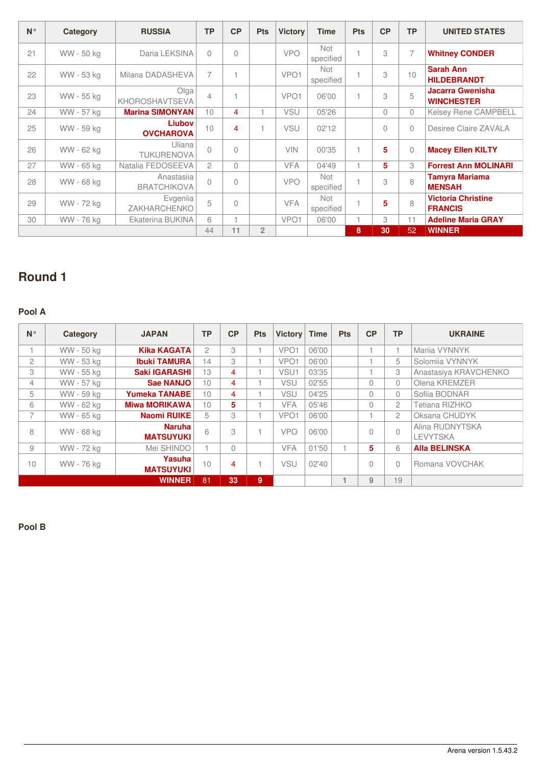| N° | Category | RUSSIA | TP | CP | Pts | Victory | Time | Pts | CP | TP | UNITED STATES |
|---|---|---|---|---|---|---|---|---|---|---|---|
| 21 | WW - 50 kg | Daria LEKSINA | 0 | 0 | | VPO | Not specified | 1 | 3 | 7 | **Whitney CONDER** |
| 22 | WW - 53 kg | Milana DADASHEVA | 7 | 1 | | VPO1 | Not specified | 1 | 3 | 10 | **Sarah Ann HILDEBRANDT** |
| 23 | WW - 55 kg | Olga KHOROSHAVTSEVA | 4 | 1 | | VPO1 | 06'00 | 1 | 3 | 5 | **Jacarra Gwenisha WINCHESTER** |
| 24 | WW - 57 kg | **Marina SIMONYAN** | 10 | 4 | 1 | VSU | 05'26 | | 0 | 0 | Kelsey Rene CAMPBELL |
| 25 | WW - 59 kg | **Liubov OVCHAROVA** | 10 | 4 | 1 | VSU | 02'12 | | 0 | 0 | Desiree Claire ZAVALA |
| 26 | WW - 62 kg | Uliana TUKURENOVA | 0 | 0 | | VIN | 00'35 | 1 | 5 | 0 | **Macey Ellen KILTY** |
| 27 | WW - 65 kg | Natalia FEDOSEEVA | 2 | 0 | | VFA | 04'49 | 1 | 5 | 3 | **Forrest Ann MOLINARI** |
| 28 | WW - 68 kg | Anastasiia BRATCHIKOVA | 0 | 0 | | VPO | Not specified | 1 | 3 | 8 | **Tamyra Mariama MENSAH** |
| 29 | WW - 72 kg | Evgeniia ZAKHARCHENKO | 5 | 0 | | VFA | Not specified | 1 | 5 | 8 | **Victoria Christine FRANCIS** |
| 30 | WW - 76 kg | Ekaterina BUKINA | 6 | 1 | | VPO1 | 06'00 | 1 | 3 | 11 | **Adeline Maria GRAY** |
| | | | 44 | 11 | 2 | | | 8 | 30 | 52 | WINNER |

## Round 1

### Pool A

| N° | Category | JAPAN | TP | CP | Pts | Victory | Time | Pts | CP | TP | UKRAINE |
|---|---|---|---|---|---|---|---|---|---|---|---|
| 1 | WW - 50 kg | **Kika KAGATA** | 2 | 3 | 1 | VPO1 | 06'00 | | 1 | 1 | Mariia VYNNYK |
| 2 | WW - 53 kg | **Ibuki TAMURA** | 14 | 3 | 1 | VPO1 | 06'00 | | 1 | 5 | Solomiia VYNNYK |
| 3 | WW - 55 kg | **Saki IGARASHI** | 13 | 4 | 1 | VSU1 | 03'35 | | 1 | 3 | Anastasiya KRAVCHENKO |
| 4 | WW - 57 kg | **Sae NANJO** | 10 | 4 | 1 | VSU | 02'55 | | 0 | 0 | Olena KREMZER |
| 5 | WW - 59 kg | **Yumeka TANABE** | 10 | 4 | 1 | VSU | 04'25 | | 0 | 0 | Sofiia BODNAR |
| 6 | WW - 62 kg | **Miwa MORIKAWA** | 10 | 5 | 1 | VFA | 05'46 | | 0 | 2 | Tetiana RIZHKO |
| 7 | WW - 65 kg | **Naomi RUIKE** | 5 | 3 | 1 | VPO1 | 06'00 | | 1 | 2 | Oksana CHUDYK |
| 8 | WW - 68 kg | **Naruha MATSUYUKI** | 6 | 3 | 1 | VPO | 06'00 | | 0 | 0 | Alina RUDNYTSKA LEVYTSKA |
| 9 | WW - 72 kg | Mei SHINDO | 1 | 0 | | VFA | 01'50 | 1 | 5 | 6 | **Alla BELINSKA** |
| 10 | WW - 76 kg | **Yasuha MATSUYUKI** | 10 | 4 | 1 | VSU | 02'40 | | 0 | 0 | Romana VOVCHAK |
| | | WINNER | 81 | 33 | 9 | | | 1 | 9 | 19 | |

### Pool B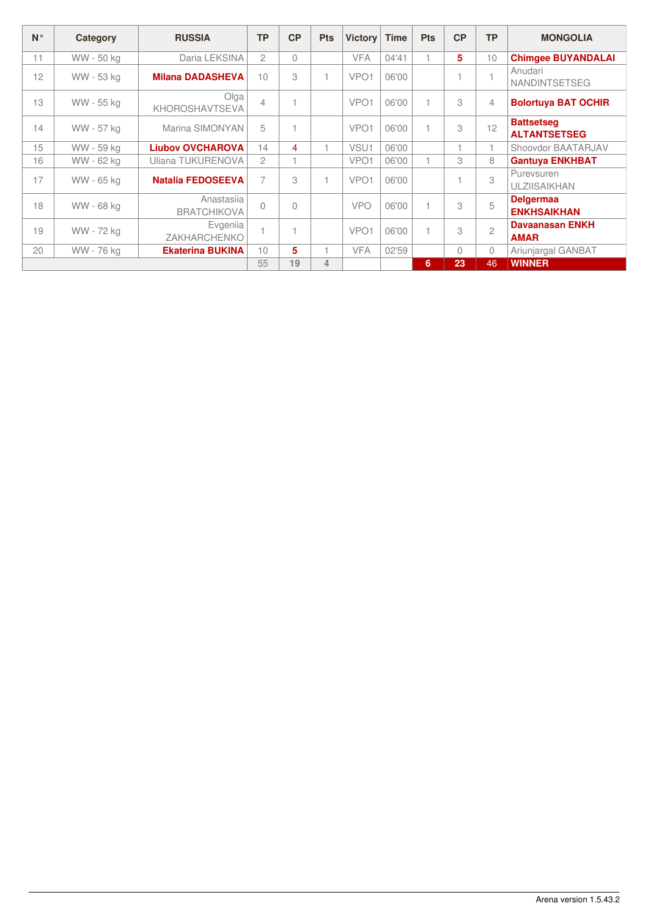| N° | Category | RUSSIA | TP | CP | Pts | Victory | Time | Pts | CP | TP | MONGOLIA |
|---|---|---|---|---|---|---|---|---|---|---|---|
| 11 | WW - 50 kg | Daria LEKSINA | 2 | 0 | | VFA | 04'41 | 1 | 5 | 10 | **Chimgee BUYANDALAI** |
| 12 | WW - 53 kg | **Milana DADASHEVA** | 10 | 3 | 1 | VPO1 | 06'00 | | 1 | 1 | Anudari NANDINTSETSEG |
| 13 | WW - 55 kg | Olga KHOROSHAVTSEVA | 4 | 1 | | VPO1 | 06'00 | 1 | 3 | 4 | **Bolortuya BAT OCHIR** |
| 14 | WW - 57 kg | Marina SIMONYAN | 5 | 1 | | VPO1 | 06'00 | 1 | 3 | 12 | **Battsetseg ALTANTSETSEG** |
| 15 | WW - 59 kg | **Liubov OVCHAROVA** | 14 | 4 | 1 | VSU1 | 06'00 | | 1 | 1 | Shoovdor BAATARJAV |
| 16 | WW - 62 kg | Uliana TUKURENOVA | 2 | 1 | | VPO1 | 06'00 | 1 | 3 | 8 | **Gantuya ENKHBAT** |
| 17 | WW - 65 kg | **Natalia FEDOSEEVA** | 7 | 3 | 1 | VPO1 | 06'00 | | 1 | 3 | Purevsuren ULZIISAIKHAN |
| 18 | WW - 68 kg | Anastasiia BRATCHIKOVA | 0 | 0 | | VPO | 06'00 | 1 | 3 | 5 | **Delgermaa ENKHSAIKHAN** |
| 19 | WW - 72 kg | Evgeniia ZAKHARCHENKO | 1 | 1 | | VPO1 | 06'00 | 1 | 3 | 2 | **Davaanasan ENKH AMAR** |
| 20 | WW - 76 kg | **Ekaterina BUKINA** | 10 | 5 | 1 | VFA | 02'59 | | 0 | 0 | Ariunjargal GANBAT |
| | | | 55 | 19 | 4 | | | 6 | 23 | 46 | **WINNER** |

Arena version 1.5.43.2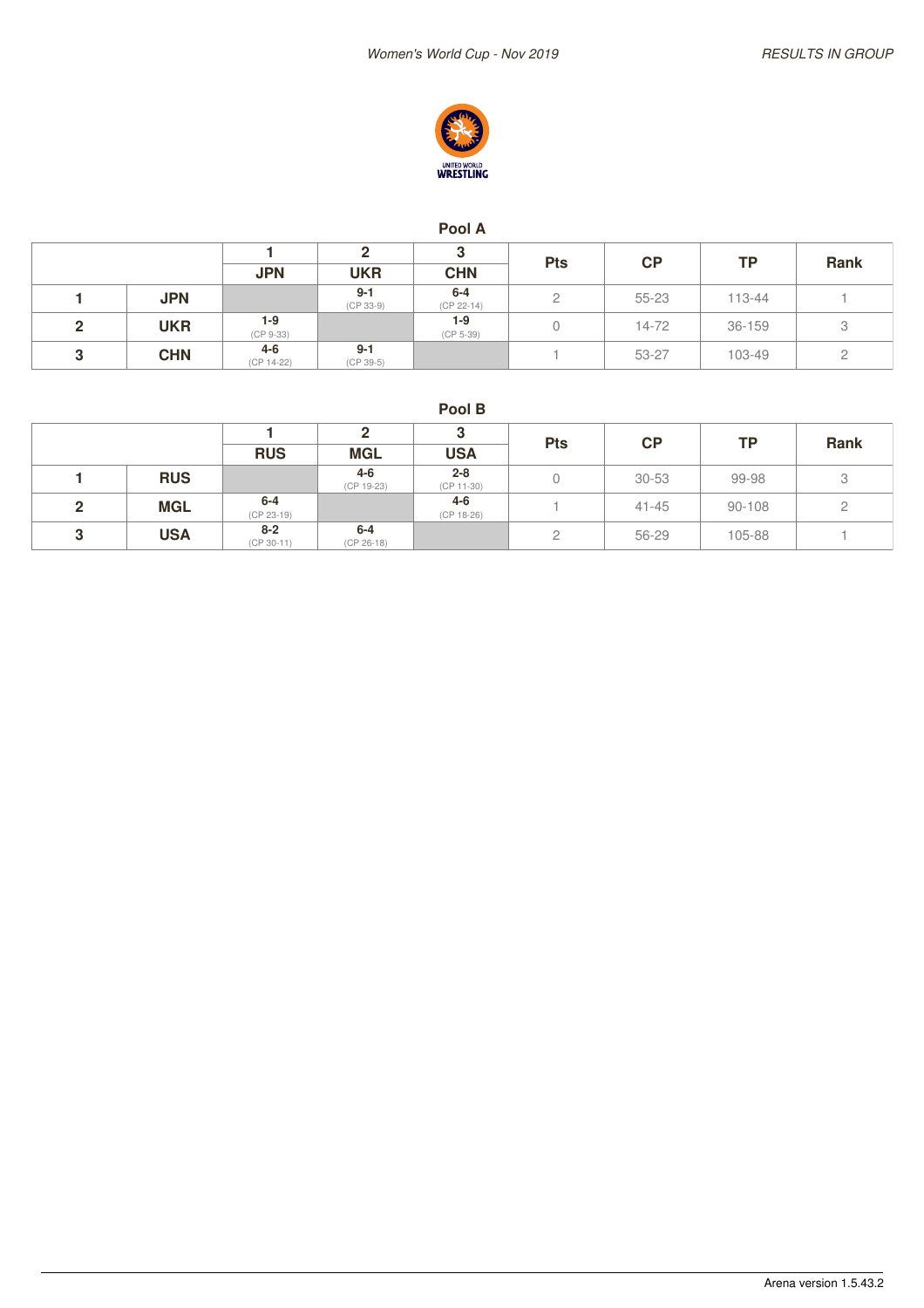Women's World Cup - Nov 2019

RESULTS IN GROUP

## Pool A

| | | 1 | 2 | 3 | Pts | CP | TP | Rank |
|---|---|---|---|---|---|---|---|---|
| | | JPN | UKR | CHN | | | | |
| 1 | JPN | | 9-1 (CP 33-9) | 6-4 (CP 22-14) | 2 | 55-23 | 113-44 | 1 |
| 2 | UKR | 1-9 (CP 9-33) | | 1-9 (CP 5-39) | 0 | 14-72 | 36-159 | 3 |
| 3 | CHN | 4-6 (CP 14-22) | 9-1 (CP 39-5) | | 1 | 53-27 | 103-49 | 2 |

## Pool B

| | | 1 | 2 | 3 | Pts | CP | TP | Rank |
|---|---|---|---|---|---|---|---|---|
| | | RUS | MGL | USA | | | | |
| 1 | RUS | | 4-6 (CP 19-23) | 2-8 (CP 11-30) | 0 | 30-53 | 99-98 | 3 |
| 2 | MGL | 6-4 (CP 23-19) | | 4-6 (CP 18-26) | 1 | 41-45 | 90-108 | 2 |
| 3 | USA | 8-2 (CP 30-11) | 6-4 (CP 26-18) | | 2 | 56-29 | 105-88 | 1 |

Arena version 1.5.43.2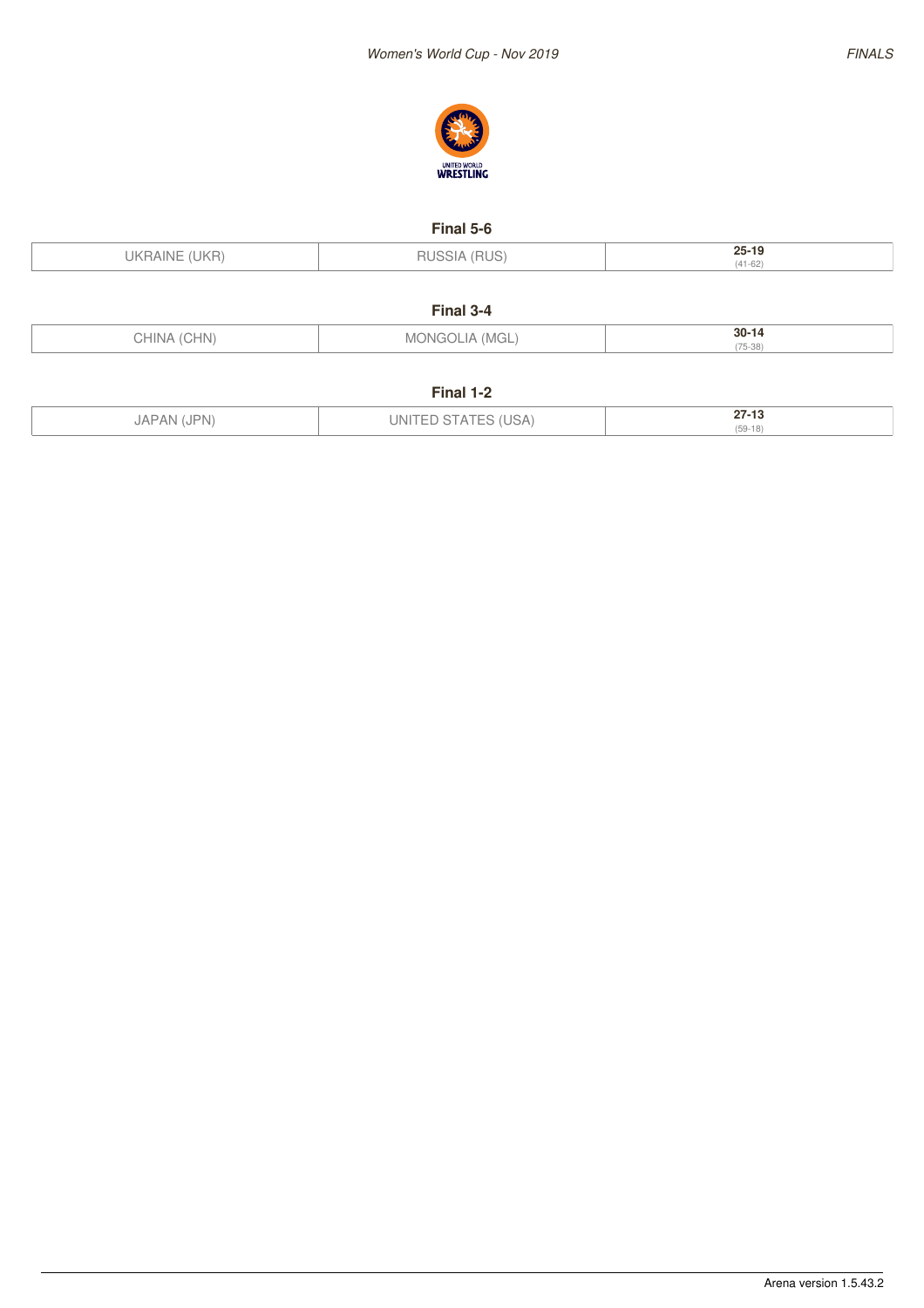## Final 5-6

| | | |
|---|---|---|
| UKRAINE (UKR) | RUSSIA (RUS) | **25-19** (41-62) |

## Final 3-4

| | | |
|---|---|---|
| CHINA (CHN) | MONGOLIA (MGL) | **30-14** (75-38) |

## Final 1-2

| | | |
|---|---|---|
| JAPAN (JPN) | UNITED STATES (USA) | **27-13** (59-18) |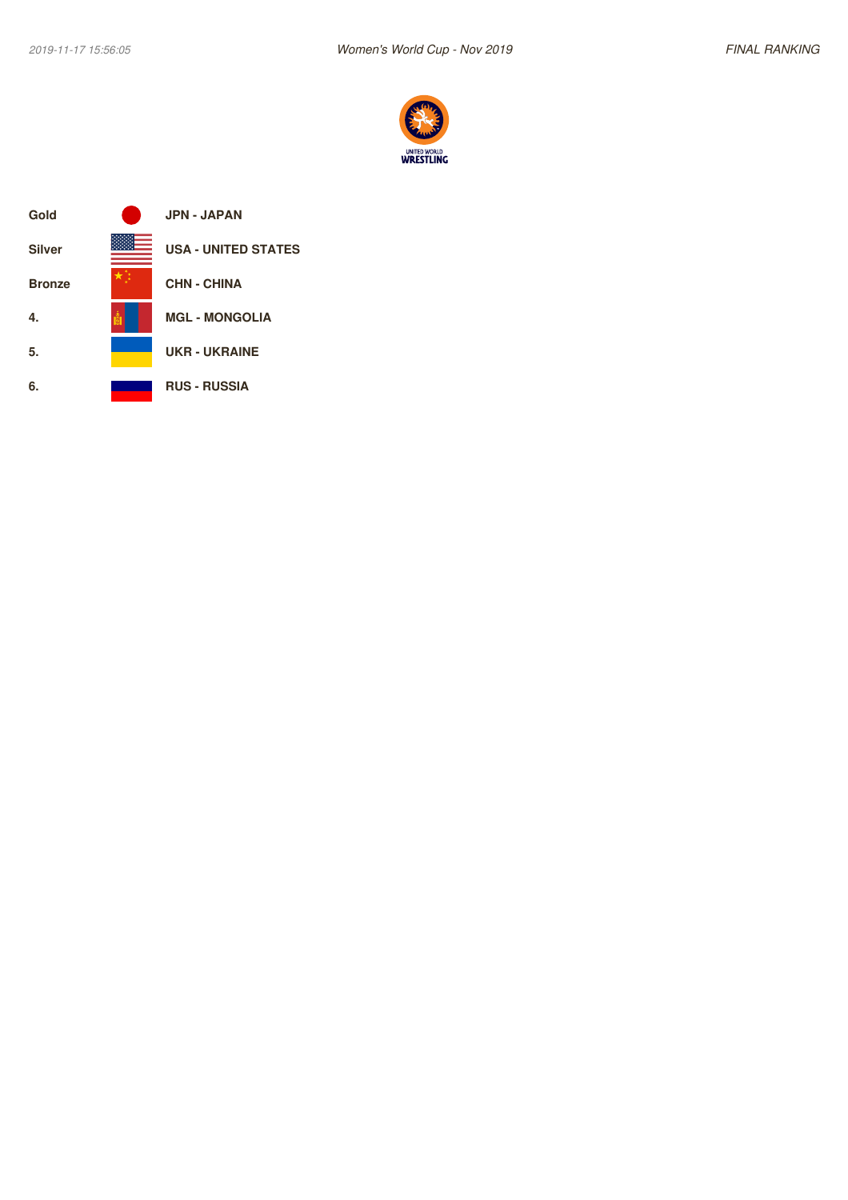| | |
|---|---|
| **Gold** | **JPN - JAPAN** |
| **Silver** | **USA - UNITED STATES** |
| **Bronze** | **CHN - CHINA** |
| **4.** | **MGL - MONGOLIA** |
| **5.** | **UKR - UKRAINE** |
| **6.** | **RUS - RUSSIA** |